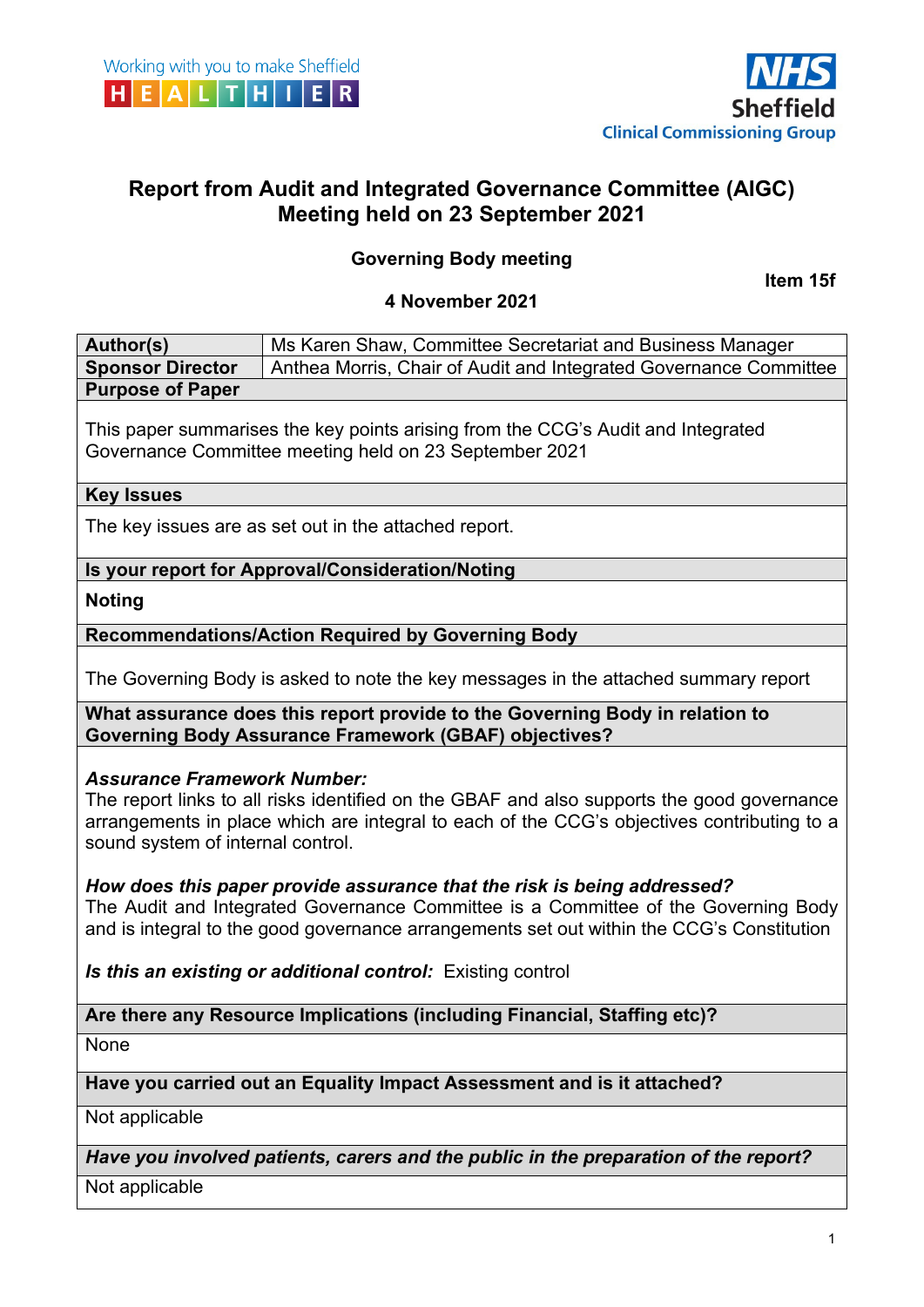Working with you to make Sheffield HEALTHIER

NHS Sheffield Clinical Commissioning Group

# Report from Audit and Integrated Governance Committee (AIGC) Meeting held on 23 September 2021

**Governing Body meeting**

**Item 15f**

**4 November 2021**

| **Author(s)** | Ms Karen Shaw, Committee Secretariat and Business Manager |
|---|---|
| **Sponsor Director** | Anthea Morris, Chair of Audit and Integrated Governance Committee |

**Purpose of Paper**

This paper summarises the key points arising from the CCG's Audit and Integrated Governance Committee meeting held on 23 September 2021

**Key Issues**

The key issues are as set out in the attached report.

**Is your report for Approval/Consideration/Noting**

**Noting**

**Recommendations/Action Required by Governing Body**

The Governing Body is asked to note the key messages in the attached summary report

**What assurance does this report provide to the Governing Body in relation to Governing Body Assurance Framework (GBAF) objectives?**

***Assurance Framework Number:***
The report links to all risks identified on the GBAF and also supports the good governance arrangements in place which are integral to each of the CCG's objectives contributing to a sound system of internal control.

***How does this paper provide assurance that the risk is being addressed?***
The Audit and Integrated Governance Committee is a Committee of the Governing Body and is integral to the good governance arrangements set out within the CCG's Constitution

***Is this an existing or additional control:*** Existing control

**Are there any Resource Implications (including Financial, Staffing etc)?**

None

**Have you carried out an Equality Impact Assessment and is it attached?**

Not applicable

***Have you involved patients, carers and the public in the preparation of the report?***

Not applicable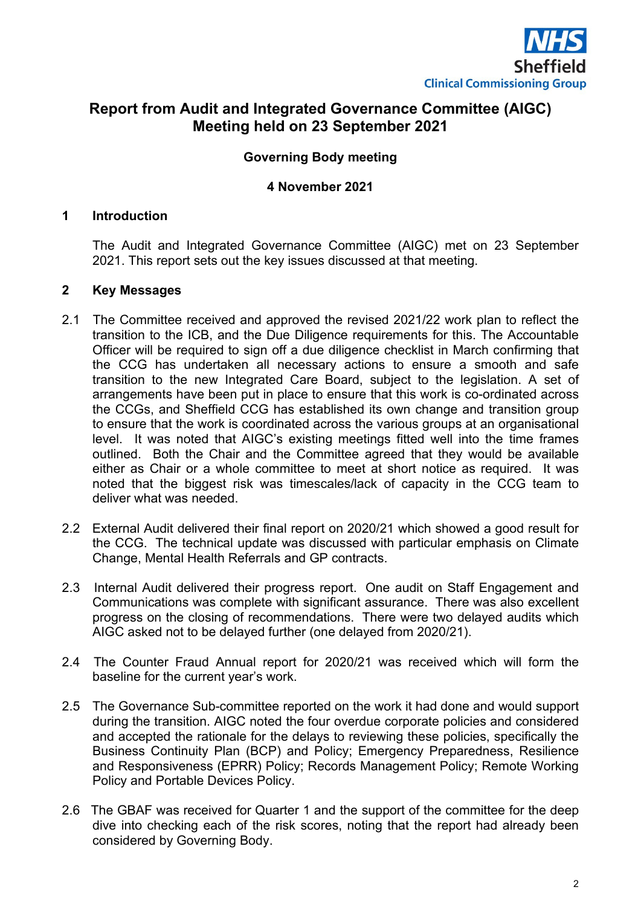**NHS Sheffield Clinical Commissioning Group**

# Report from Audit and Integrated Governance Committee (AIGC) Meeting held on 23 September 2021

**Governing Body meeting**

**4 November 2021**

## 1 Introduction

The Audit and Integrated Governance Committee (AIGC) met on 23 September 2021. This report sets out the key issues discussed at that meeting.

## 2 Key Messages

2.1 The Committee received and approved the revised 2021/22 work plan to reflect the transition to the ICB, and the Due Diligence requirements for this. The Accountable Officer will be required to sign off a due diligence checklist in March confirming that the CCG has undertaken all necessary actions to ensure a smooth and safe transition to the new Integrated Care Board, subject to the legislation. A set of arrangements have been put in place to ensure that this work is co-ordinated across the CCGs, and Sheffield CCG has established its own change and transition group to ensure that the work is coordinated across the various groups at an organisational level. It was noted that AIGC's existing meetings fitted well into the time frames outlined. Both the Chair and the Committee agreed that they would be available either as Chair or a whole committee to meet at short notice as required. It was noted that the biggest risk was timescales/lack of capacity in the CCG team to deliver what was needed.

2.2 External Audit delivered their final report on 2020/21 which showed a good result for the CCG. The technical update was discussed with particular emphasis on Climate Change, Mental Health Referrals and GP contracts.

2.3 Internal Audit delivered their progress report. One audit on Staff Engagement and Communications was complete with significant assurance. There was also excellent progress on the closing of recommendations. There were two delayed audits which AIGC asked not to be delayed further (one delayed from 2020/21).

2.4 The Counter Fraud Annual report for 2020/21 was received which will form the baseline for the current year's work.

2.5 The Governance Sub-committee reported on the work it had done and would support during the transition. AIGC noted the four overdue corporate policies and considered and accepted the rationale for the delays to reviewing these policies, specifically the Business Continuity Plan (BCP) and Policy; Emergency Preparedness, Resilience and Responsiveness (EPRR) Policy; Records Management Policy; Remote Working Policy and Portable Devices Policy.

2.6 The GBAF was received for Quarter 1 and the support of the committee for the deep dive into checking each of the risk scores, noting that the report had already been considered by Governing Body.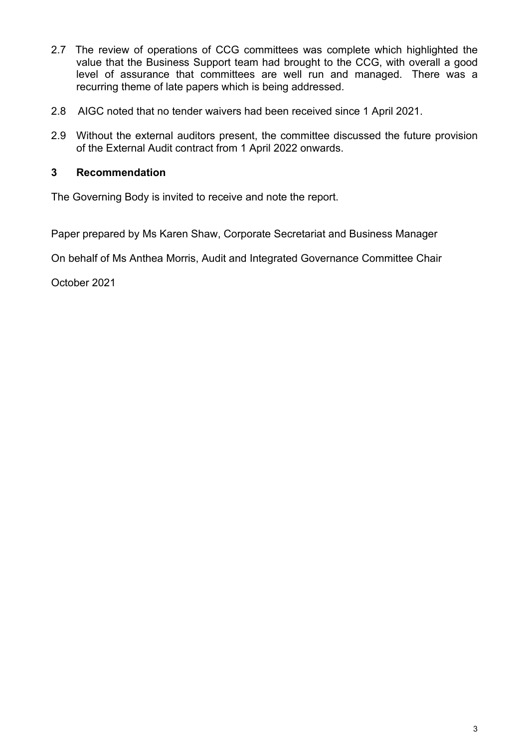2.7 The review of operations of CCG committees was complete which highlighted the value that the Business Support team had brought to the CCG, with overall a good level of assurance that committees are well run and managed. There was a recurring theme of late papers which is being addressed.

2.8 AIGC noted that no tender waivers had been received since 1 April 2021.

2.9 Without the external auditors present, the committee discussed the future provision of the External Audit contract from 1 April 2022 onwards.

## 3 Recommendation

The Governing Body is invited to receive and note the report.

Paper prepared by Ms Karen Shaw, Corporate Secretariat and Business Manager

On behalf of Ms Anthea Morris, Audit and Integrated Governance Committee Chair

October 2021